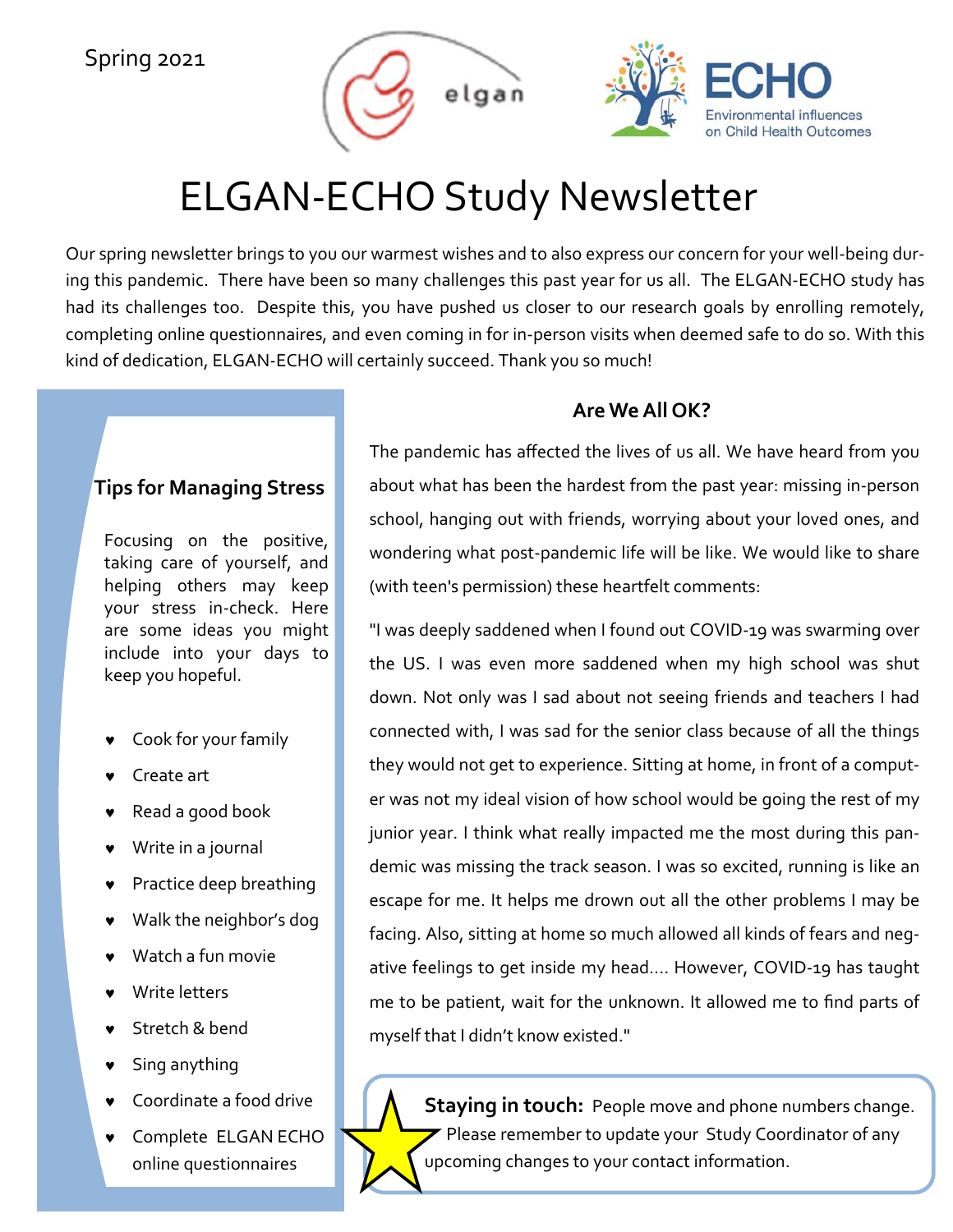Spring 2021

elgan

ECHO Environmental influences on Child Health Outcomes

# ELGAN-ECHO Study Newsletter

Our spring newsletter brings to you our warmest wishes and to also express our concern for your well-being during this pandemic. There have been so many challenges this past year for us all. The ELGAN-ECHO study has had its challenges too. Despite this, you have pushed us closer to our research goals by enrolling remotely, completing online questionnaires, and even coming in for in-person visits when deemed safe to do so. With this kind of dedication, ELGAN-ECHO will certainly succeed. Thank you so much!

## Are We All OK?

The pandemic has affected the lives of us all. We have heard from you about what has been the hardest from the past year: missing in-person school, hanging out with friends, worrying about your loved ones, and wondering what post-pandemic life will be like. We would like to share (with teen's permission) these heartfelt comments:

"I was deeply saddened when I found out COVID-19 was swarming over the US. I was even more saddened when my high school was shut down. Not only was I sad about not seeing friends and teachers I had connected with, I was sad for the senior class because of all the things they would not get to experience. Sitting at home, in front of a computer was not my ideal vision of how school would be going the rest of my junior year. I think what really impacted me the most during this pandemic was missing the track season. I was so excited, running is like an escape for me. It helps me drown out all the other problems I may be facing. Also, sitting at home so much allowed all kinds of fears and negative feelings to get inside my head.... However, COVID-19 has taught me to be patient, wait for the unknown. It allowed me to find parts of myself that I didn't know existed."

**Staying in touch:** People move and phone numbers change. Please remember to update your Study Coordinator of any upcoming changes to your contact information.

## Tips for Managing Stress

Focusing on the positive, taking care of yourself, and helping others may keep your stress in-check. Here are some ideas you might include into your days to keep you hopeful.

- Cook for your family
- Create art
- Read a good book
- Write in a journal
- Practice deep breathing
- Walk the neighbor's dog
- Watch a fun movie
- Write letters
- Stretch & bend
- Sing anything
- Coordinate a food drive
- Complete ELGAN ECHO online questionnaires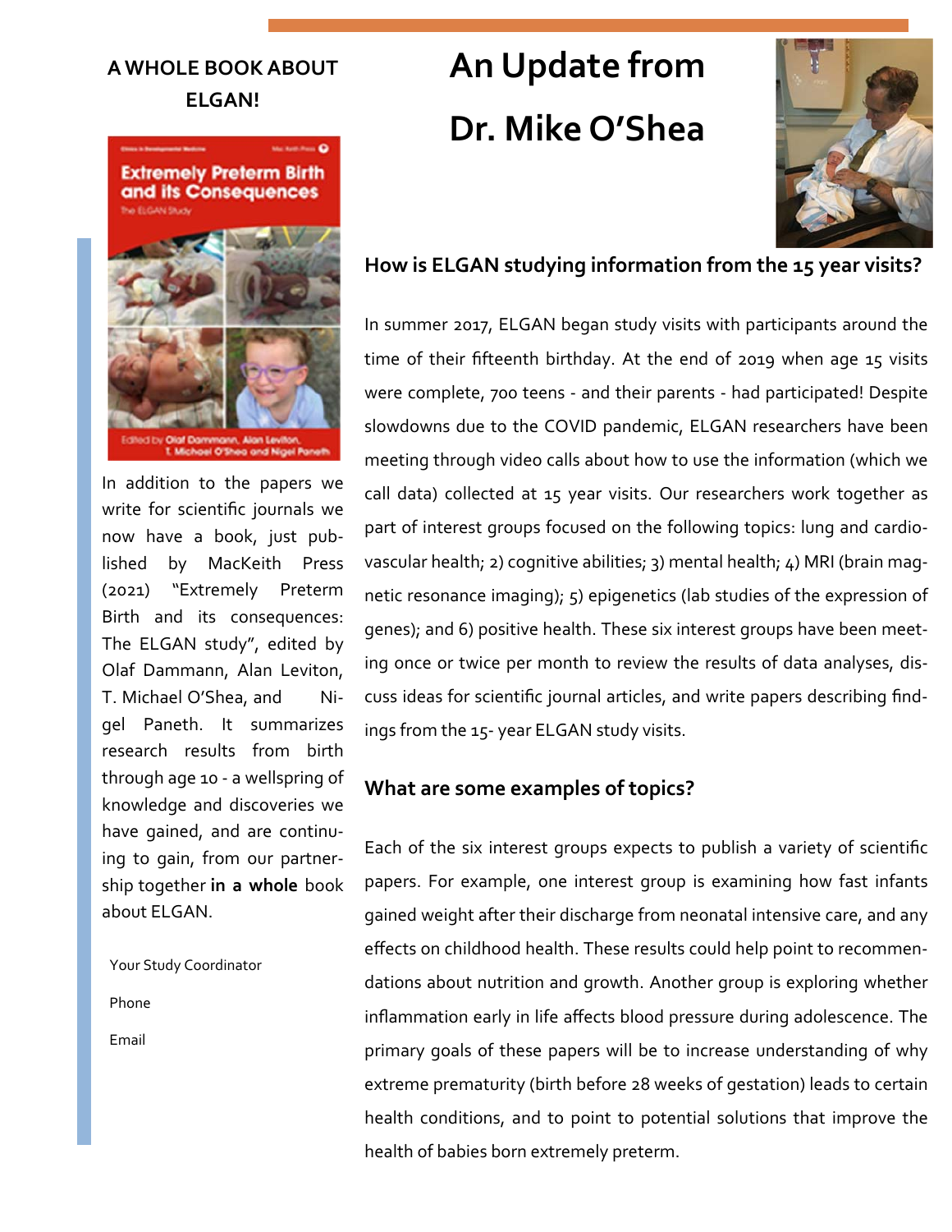## A WHOLE BOOK ABOUT ELGAN!

In addition to the papers we write for scientific journals we now have a book, just published by MacKeith Press (2021) "Extremely Preterm Birth and its consequences: The ELGAN study", edited by Olaf Dammann, Alan Leviton, T. Michael O'Shea, and Nigel Paneth. It summarizes research results from birth through age 10 - a wellspring of knowledge and discoveries we have gained, and are continuing to gain, from our partnership together **in a whole** book about ELGAN.

Your Study Coordinator

Phone

Email

# An Update from Dr. Mike O'Shea

### How is ELGAN studying information from the 15 year visits?

In summer 2017, ELGAN began study visits with participants around the time of their fifteenth birthday. At the end of 2019 when age 15 visits were complete, 700 teens - and their parents - had participated! Despite slowdowns due to the COVID pandemic, ELGAN researchers have been meeting through video calls about how to use the information (which we call data) collected at 15 year visits. Our researchers work together as part of interest groups focused on the following topics: lung and cardiovascular health; 2) cognitive abilities; 3) mental health; 4) MRI (brain magnetic resonance imaging); 5) epigenetics (lab studies of the expression of genes); and 6) positive health. These six interest groups have been meeting once or twice per month to review the results of data analyses, discuss ideas for scientific journal articles, and write papers describing findings from the 15- year ELGAN study visits.

### What are some examples of topics?

Each of the six interest groups expects to publish a variety of scientific papers. For example, one interest group is examining how fast infants gained weight after their discharge from neonatal intensive care, and any effects on childhood health. These results could help point to recommendations about nutrition and growth. Another group is exploring whether inflammation early in life affects blood pressure during adolescence. The primary goals of these papers will be to increase understanding of why extreme prematurity (birth before 28 weeks of gestation) leads to certain health conditions, and to point to potential solutions that improve the health of babies born extremely preterm.